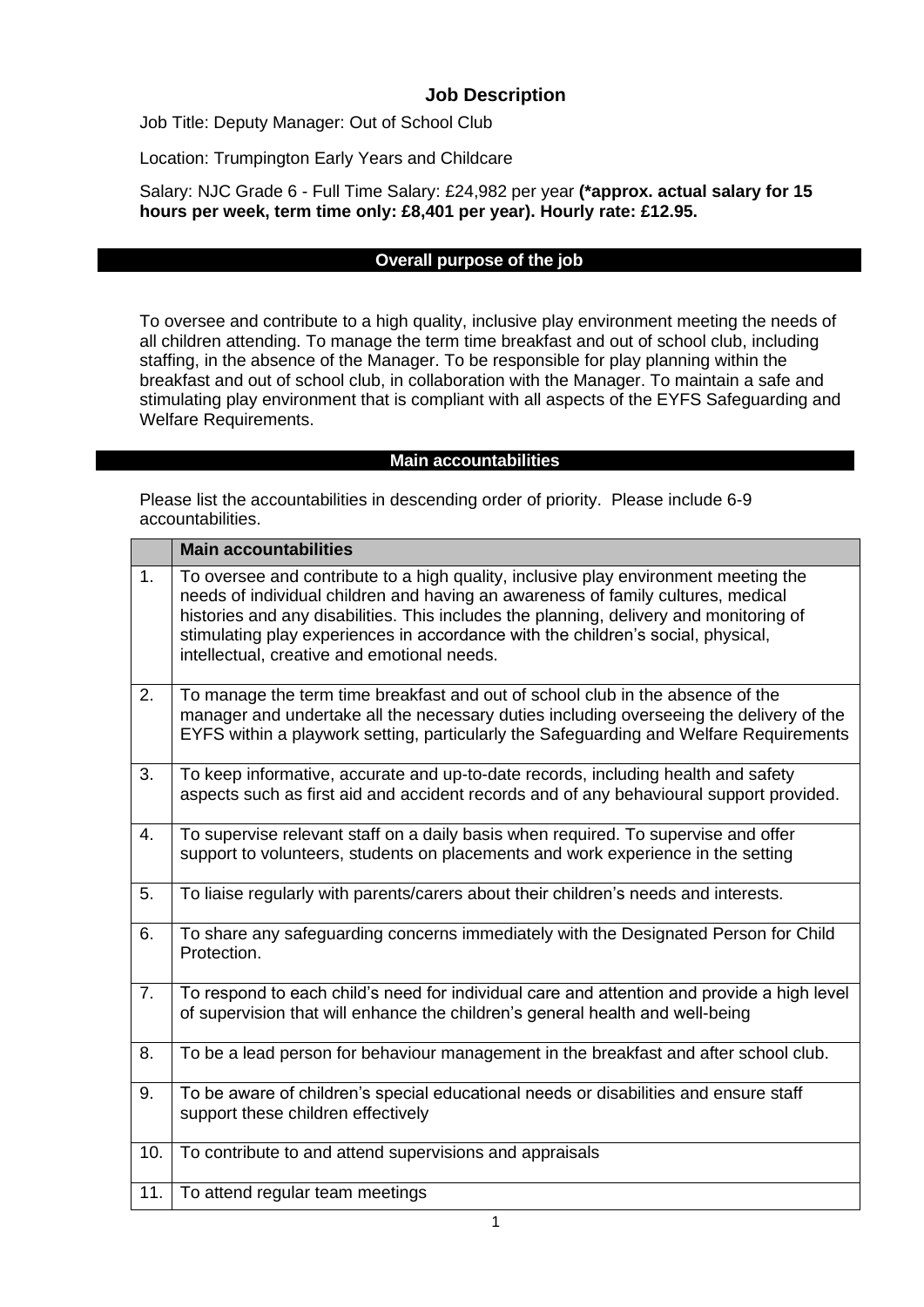# Job Description

Job Title: Deputy Manager: Out of School Club

Location: Trumpington Early Years and Childcare

Salary: NJC Grade 6 - Full Time Salary: £24,982 per year **(*approx. actual salary for 15 hours per week, term time only: £8,401 per year). Hourly rate: £12.95.**

## Overall purpose of the job

To oversee and contribute to a high quality, inclusive play environment meeting the needs of all children attending. To manage the term time breakfast and out of school club, including staffing, in the absence of the Manager. To be responsible for play planning within the breakfast and out of school club, in collaboration with the Manager. To maintain a safe and stimulating play environment that is compliant with all aspects of the EYFS Safeguarding and Welfare Requirements.

## Main accountabilities

Please list the accountabilities in descending order of priority. Please include 6-9 accountabilities.

| | **Main accountabilities** |
|---|---|
| 1. | To oversee and contribute to a high quality, inclusive play environment meeting the needs of individual children and having an awareness of family cultures, medical histories and any disabilities. This includes the planning, delivery and monitoring of stimulating play experiences in accordance with the children's social, physical, intellectual, creative and emotional needs. |
| 2. | To manage the term time breakfast and out of school club in the absence of the manager and undertake all the necessary duties including overseeing the delivery of the EYFS within a playwork setting, particularly the Safeguarding and Welfare Requirements |
| 3. | To keep informative, accurate and up-to-date records, including health and safety aspects such as first aid and accident records and of any behavioural support provided. |
| 4. | To supervise relevant staff on a daily basis when required. To supervise and offer support to volunteers, students on placements and work experience in the setting |
| 5. | To liaise regularly with parents/carers about their children's needs and interests. |
| 6. | To share any safeguarding concerns immediately with the Designated Person for Child Protection. |
| 7. | To respond to each child's need for individual care and attention and provide a high level of supervision that will enhance the children's general health and well-being |
| 8. | To be a lead person for behaviour management in the breakfast and after school club. |
| 9. | To be aware of children's special educational needs or disabilities and ensure staff support these children effectively |
| 10. | To contribute to and attend supervisions and appraisals |
| 11. | To attend regular team meetings |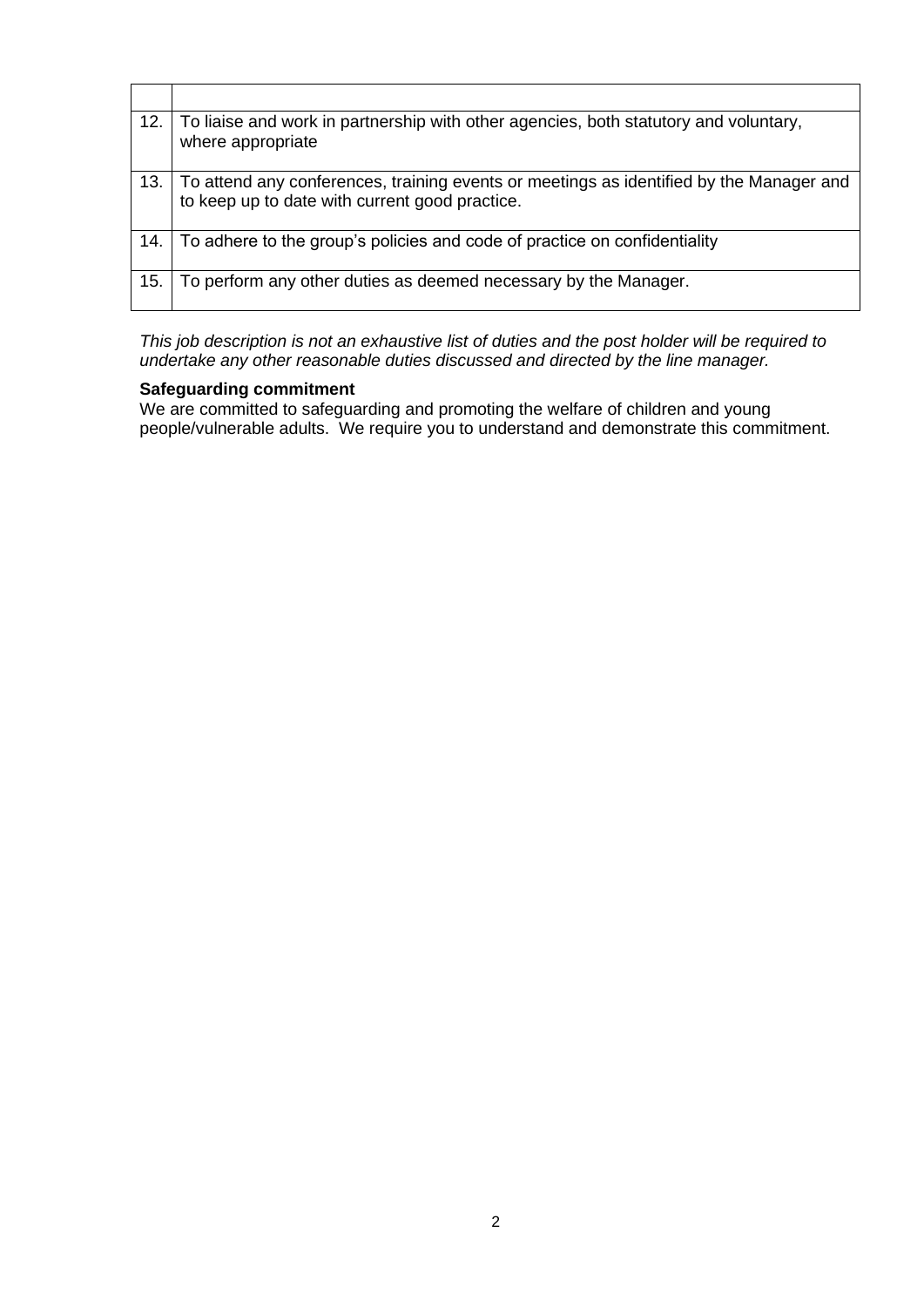| | |
|---|---|
| 12. | To liaise and work in partnership with other agencies, both statutory and voluntary, where appropriate |
| 13. | To attend any conferences, training events or meetings as identified by the Manager and to keep up to date with current good practice. |
| 14. | To adhere to the group's policies and code of practice on confidentiality |
| 15. | To perform any other duties as deemed necessary by the Manager. |

*This job description is not an exhaustive list of duties and the post holder will be required to undertake any other reasonable duties discussed and directed by the line manager.*

**Safeguarding commitment**

We are committed to safeguarding and promoting the welfare of children and young people/vulnerable adults. We require you to understand and demonstrate this commitment.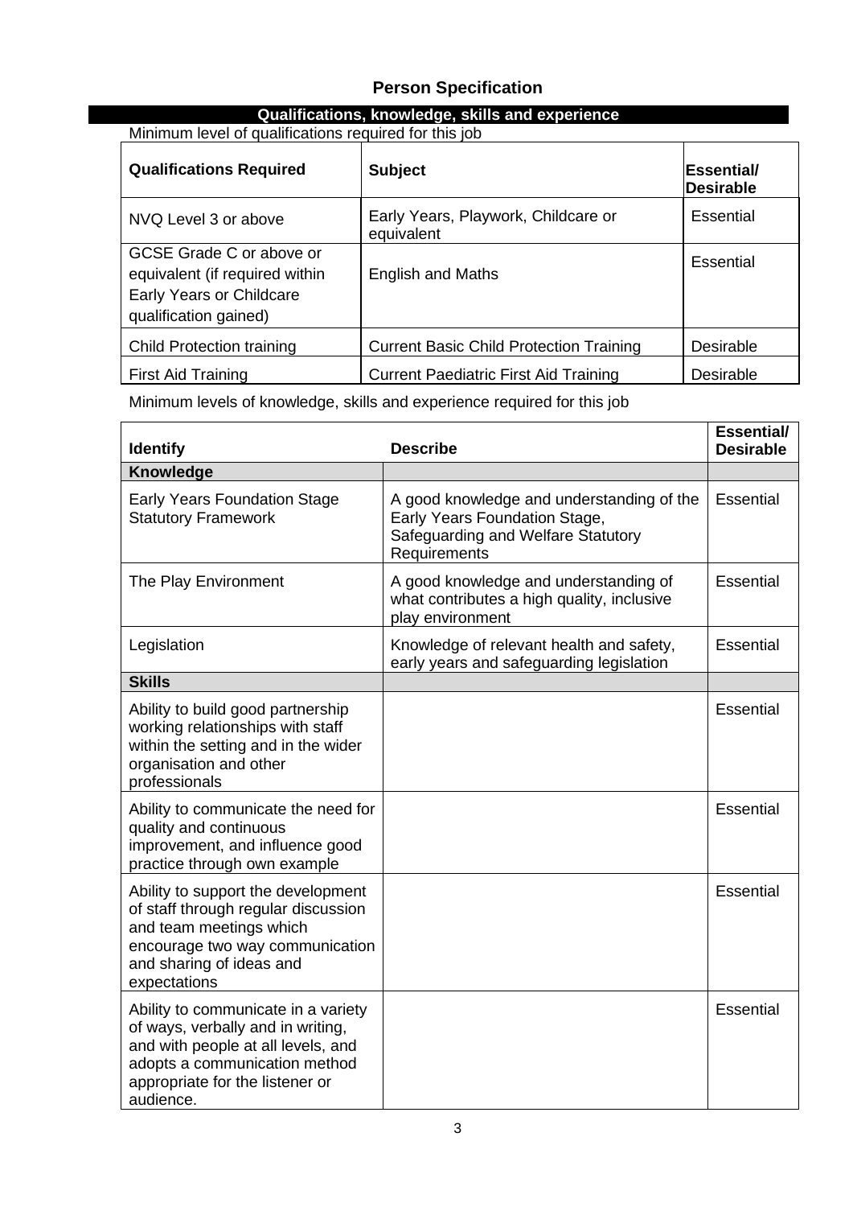## Person Specification

### Qualifications, knowledge, skills and experience

Minimum level of qualifications required for this job

| Qualifications Required | Subject | Essential/ Desirable |
|---|---|---|
| NVQ Level 3 or above | Early Years, Playwork, Childcare or equivalent | Essential |
| GCSE Grade C or above or equivalent (if required within Early Years or Childcare qualification gained) | English and Maths | Essential |
| Child Protection training | Current Basic Child Protection Training | Desirable |
| First Aid Training | Current Paediatric First Aid Training | Desirable |

Minimum levels of knowledge, skills and experience required for this job

| Identify | Describe | Essential/ Desirable |
|---|---|---|
| **Knowledge** | | |
| Early Years Foundation Stage Statutory Framework | A good knowledge and understanding of the Early Years Foundation Stage, Safeguarding and Welfare Statutory Requirements | Essential |
| The Play Environment | A good knowledge and understanding of what contributes a high quality, inclusive play environment | Essential |
| Legislation | Knowledge of relevant health and safety, early years and safeguarding legislation | Essential |
| **Skills** | | |
| Ability to build good partnership working relationships with staff within the setting and in the wider organisation and other professionals | | Essential |
| Ability to communicate the need for quality and continuous improvement, and influence good practice through own example | | Essential |
| Ability to support the development of staff through regular discussion and team meetings which encourage two way communication and sharing of ideas and expectations | | Essential |
| Ability to communicate in a variety of ways, verbally and in writing, and with people at all levels, and adopts a communication method appropriate for the listener or audience. | | Essential |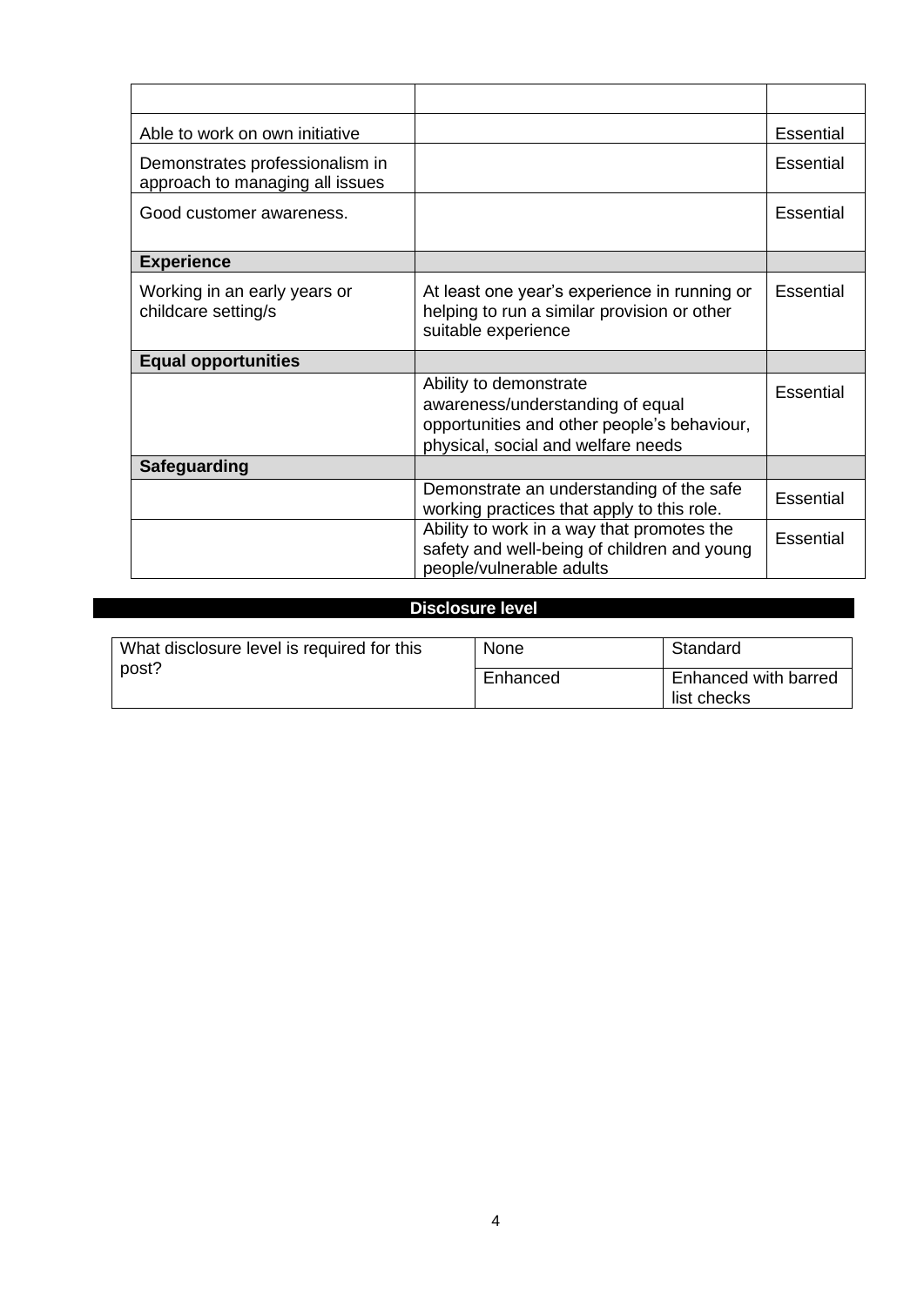| | | |
|---|---|---|
| Able to work on own initiative | | Essential |
| Demonstrates professionalism in approach to managing all issues | | Essential |
| Good customer awareness. | | Essential |
| **Experience** | | |
| Working in an early years or childcare setting/s | At least one year's experience in running or helping to run a similar provision or other suitable experience | Essential |
| **Equal opportunities** | | |
| | Ability to demonstrate awareness/understanding of equal opportunities and other people's behaviour, physical, social and welfare needs | Essential |
| **Safeguarding** | | |
| | Demonstrate an understanding of the safe working practices that apply to this role. | Essential |
| | Ability to work in a way that promotes the safety and well-being of children and young people/vulnerable adults | Essential |

## Disclosure level

| | | |
|---|---|---|
| What disclosure level is required for this post? | None | Standard |
| | Enhanced | Enhanced with barred list checks |